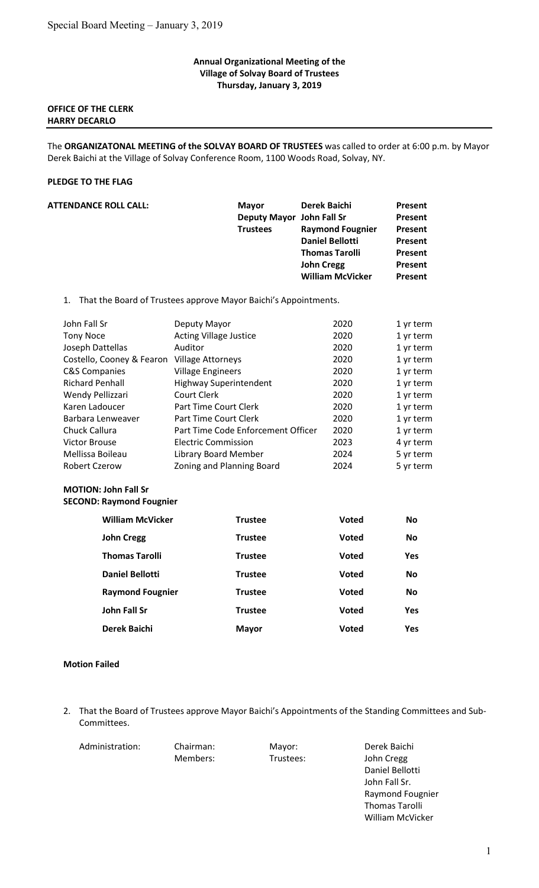**Annual Organizational Meeting of the Village of Solvay Board of Trustees Thursday, January 3, 2019**

**OFFICE OF THE CLERK**
**HARRY DECARLO**

The **ORGANIZATONAL MEETING of the SOLVAY BOARD OF TRUSTEES** was called to order at 6:00 p.m. by Mayor Derek Baichi at the Village of Solvay Conference Room, 1100 Woods Road, Solvay, NY.

**PLEDGE TO THE FLAG**

**ATTENDANCE ROLL CALL:**

| | | |
|---|---|---|
| Mayor | Derek Baichi | Present |
| Deputy Mayor | John Fall Sr | Present |
| Trustees | Raymond Fougnier | Present |
| | Daniel Bellotti | Present |
| | Thomas Tarolli | Present |
| | John Cregg | Present |
| | William McVicker | Present |

1. That the Board of Trustees approve Mayor Baichi's Appointments.

| | | | |
|---|---|---|---|
| John Fall Sr | Deputy Mayor | 2020 | 1 yr term |
| Tony Noce | Acting Village Justice | 2020 | 1 yr term |
| Joseph Dattellas | Auditor | 2020 | 1 yr term |
| Costello, Cooney & Fearon | Village Attorneys | 2020 | 1 yr term |
| C&S Companies | Village Engineers | 2020 | 1 yr term |
| Richard Penhall | Highway Superintendent | 2020 | 1 yr term |
| Wendy Pellizzari | Court Clerk | 2020 | 1 yr term |
| Karen Ladoucer | Part Time Court Clerk | 2020 | 1 yr term |
| Barbara Lenweaver | Part Time Court Clerk | 2020 | 1 yr term |
| Chuck Callura | Part Time Code Enforcement Officer | 2020 | 1 yr term |
| Victor Brouse | Electric Commission | 2023 | 4 yr term |
| Mellissa Boileau | Library Board Member | 2024 | 5 yr term |
| Robert Czerow | Zoning and Planning Board | 2024 | 5 yr term |

**MOTION: John Fall Sr**
**SECOND: Raymond Fougnier**

| | | | |
|---|---|---|---|
| **William McVicker** | **Trustee** | **Voted** | **No** |
| **John Cregg** | **Trustee** | **Voted** | **No** |
| **Thomas Tarolli** | **Trustee** | **Voted** | **Yes** |
| **Daniel Bellotti** | **Trustee** | **Voted** | **No** |
| **Raymond Fougnier** | **Trustee** | **Voted** | **No** |
| **John Fall Sr** | **Trustee** | **Voted** | **Yes** |
| **Derek Baichi** | **Mayor** | **Voted** | **Yes** |

**Motion Failed**

2. That the Board of Trustees approve Mayor Baichi's Appointments of the Standing Committees and Sub-Committees.

| | | | |
|---|---|---|---|
| Administration: | Chairman: | Mayor: | Derek Baichi |
| | Members: | Trustees: | John Cregg |
| | | | Daniel Bellotti |
| | | | John Fall Sr. |
| | | | Raymond Fougnier |
| | | | Thomas Tarolli |
| | | | William McVicker |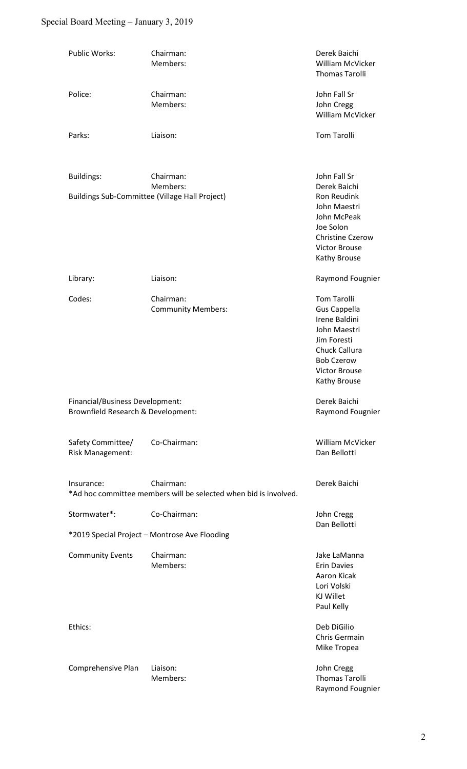| Committee | Role | Name |
|---|---|---|
| Public Works: | Chairman: | Derek Baichi |
| | Members: | William McVicker |
| | | Thomas Tarolli |
| Police: | Chairman: | John Fall Sr |
| | Members: | John Cregg |
| | | William McVicker |
| Parks: | Liaison: | Tom Tarolli |
| Buildings: | Chairman: | John Fall Sr |
| | Members: | Derek Baichi |
| Buildings Sub-Committee (Village Hall Project) | | Ron Reudink |
| | | John Maestri |
| | | John McPeak |
| | | Joe Solon |
| | | Christine Czerow |
| | | Victor Brouse |
| | | Kathy Brouse |
| Library: | Liaison: | Raymond Fougnier |
| Codes: | Chairman: | Tom Tarolli |
| | Community Members: | Gus Cappella |
| | | Irene Baldini |
| | | John Maestri |
| | | Jim Foresti |
| | | Chuck Callura |
| | | Bob Czerow |
| | | Victor Brouse |
| | | Kathy Brouse |
| Financial/Business Development: | | Derek Baichi |
| Brownfield Research & Development: | | Raymond Fougnier |
| Safety Committee/ Risk Management: | Co-Chairman: | William McVicker |
| | | Dan Bellotti |
| Insurance: | Chairman: | Derek Baichi |
| *Ad hoc committee members will be selected when bid is involved. | | |
| Stormwater*: | Co-Chairman: | John Cregg |
| | | Dan Bellotti |
| *2019 Special Project – Montrose Ave Flooding | | |
| Community Events | Chairman: | Jake LaManna |
| | Members: | Erin Davies |
| | | Aaron Kicak |
| | | Lori Volski |
| | | KJ Willet |
| | | Paul Kelly |
| Ethics: | | Deb DiGilio |
| | | Chris Germain |
| | | Mike Tropea |
| Comprehensive Plan | Liaison: | John Cregg |
| | Members: | Thomas Tarolli |
| | | Raymond Fougnier |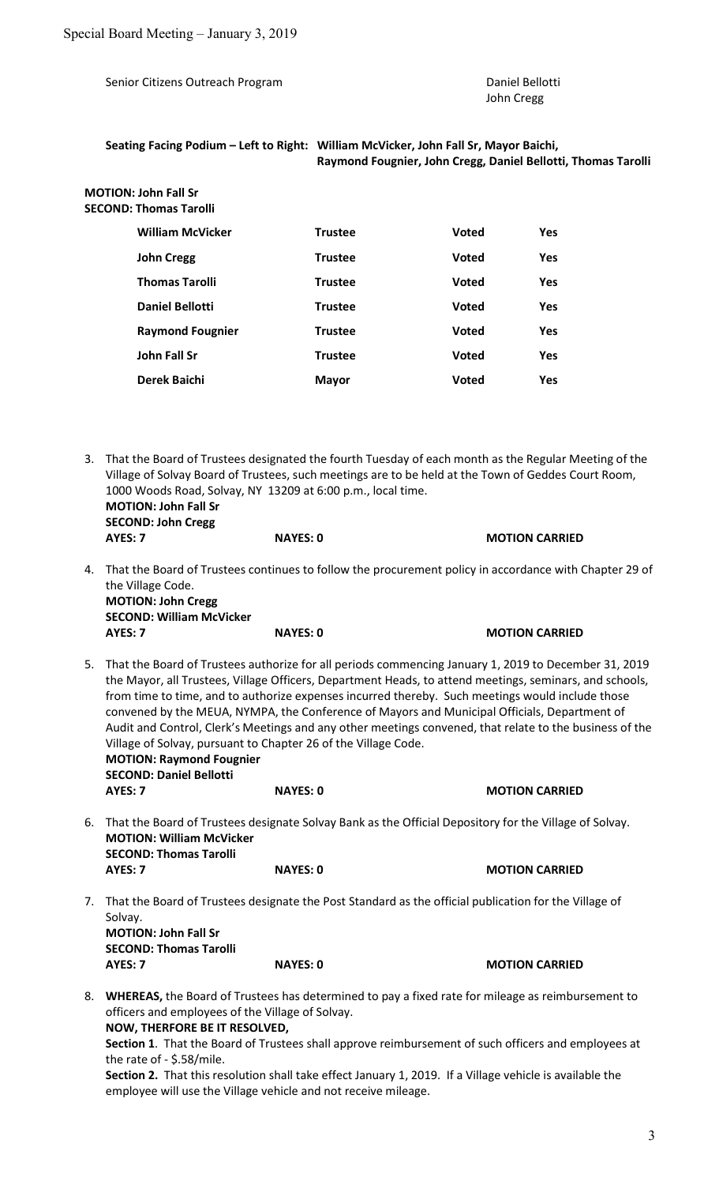Senior Citizens Outreach Program — Daniel Bellotti, John Cregg

**Seating Facing Podium – Left to Right: William McVicker, John Fall Sr, Mayor Baichi, Raymond Fougnier, John Cregg, Daniel Bellotti, Thomas Tarolli**

**MOTION: John Fall Sr**
**SECOND: Thomas Tarolli**

| | | | |
|---|---|---|---|
| **William McVicker** | **Trustee** | **Voted** | **Yes** |
| **John Cregg** | **Trustee** | **Voted** | **Yes** |
| **Thomas Tarolli** | **Trustee** | **Voted** | **Yes** |
| **Daniel Bellotti** | **Trustee** | **Voted** | **Yes** |
| **Raymond Fougnier** | **Trustee** | **Voted** | **Yes** |
| **John Fall Sr** | **Trustee** | **Voted** | **Yes** |
| **Derek Baichi** | **Mayor** | **Voted** | **Yes** |

3. That the Board of Trustees designated the fourth Tuesday of each month as the Regular Meeting of the Village of Solvay Board of Trustees, such meetings are to be held at the Town of Geddes Court Room, 1000 Woods Road, Solvay, NY 13209 at 6:00 p.m., local time.
   **MOTION: John Fall Sr**
   **SECOND: John Cregg**
   **AYES: 7** **NAYES: 0** **MOTION CARRIED**

4. That the Board of Trustees continues to follow the procurement policy in accordance with Chapter 29 of the Village Code.
   **MOTION: John Cregg**
   **SECOND: William McVicker**
   **AYES: 7** **NAYES: 0** **MOTION CARRIED**

5. That the Board of Trustees authorize for all periods commencing January 1, 2019 to December 31, 2019 the Mayor, all Trustees, Village Officers, Department Heads, to attend meetings, seminars, and schools, from time to time, and to authorize expenses incurred thereby. Such meetings would include those convened by the MEUA, NYMPA, the Conference of Mayors and Municipal Officials, Department of Audit and Control, Clerk's Meetings and any other meetings convened, that relate to the business of the Village of Solvay, pursuant to Chapter 26 of the Village Code.
   **MOTION: Raymond Fougnier**
   **SECOND: Daniel Bellotti**
   **AYES: 7** **NAYES: 0** **MOTION CARRIED**

6. That the Board of Trustees designate Solvay Bank as the Official Depository for the Village of Solvay.
   **MOTION: William McVicker**
   **SECOND: Thomas Tarolli**
   **AYES: 7** **NAYES: 0** **MOTION CARRIED**

7. That the Board of Trustees designate the Post Standard as the official publication for the Village of Solvay.
   **MOTION: John Fall Sr**
   **SECOND: Thomas Tarolli**
   **AYES: 7** **NAYES: 0** **MOTION CARRIED**

8. **WHEREAS,** the Board of Trustees has determined to pay a fixed rate for mileage as reimbursement to officers and employees of the Village of Solvay.
   **NOW, THERFORE BE IT RESOLVED,**
   **Section 1**. That the Board of Trustees shall approve reimbursement of such officers and employees at the rate of - $.58/mile.
   **Section 2.** That this resolution shall take effect January 1, 2019. If a Village vehicle is available the employee will use the Village vehicle and not receive mileage.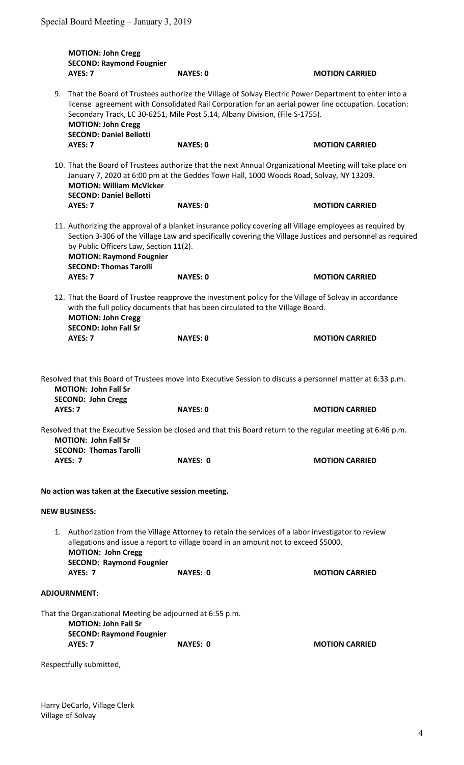**MOTION: John Cregg**
**SECOND: Raymond Fougnier**
**AYES: 7** **NAYES: 0** **MOTION CARRIED**

9. That the Board of Trustees authorize the Village of Solvay Electric Power Department to enter into a license agreement with Consolidated Rail Corporation for an aerial power line occupation. Location: Secondary Track, LC 30-6251, Mile Post 5.14, Albany Division, (File S-1755).
   **MOTION: John Cregg**
   **SECOND: Daniel Bellotti**
   **AYES: 7** **NAYES: 0** **MOTION CARRIED**

10. That the Board of Trustees authorize that the next Annual Organizational Meeting will take place on January 7, 2020 at 6:00 pm at the Geddes Town Hall, 1000 Woods Road, Solvay, NY 13209.
    **MOTION: William McVicker**
    **SECOND: Daniel Bellotti**
    **AYES: 7** **NAYES: 0** **MOTION CARRIED**

11. Authorizing the approval of a blanket insurance policy covering all Village employees as required by Section 3-306 of the Village Law and specifically covering the Village Justices and personnel as required by Public Officers Law, Section 11(2).
    **MOTION: Raymond Fougnier**
    **SECOND: Thomas Tarolli**
    **AYES: 7** **NAYES: 0** **MOTION CARRIED**

12. That the Board of Trustee reapprove the investment policy for the Village of Solvay in accordance with the full policy documents that has been circulated to the Village Board.
    **MOTION: John Cregg**
    **SECOND: John Fall Sr**
    **AYES: 7** **NAYES: 0** **MOTION CARRIED**

Resolved that this Board of Trustees move into Executive Session to discuss a personnel matter at 6:33 p.m.
**MOTION: John Fall Sr**
**SECOND: John Cregg**
**AYES: 7** **NAYES: 0** **MOTION CARRIED**

Resolved that the Executive Session be closed and that this Board return to the regular meeting at 6:46 p.m.
**MOTION: John Fall Sr**
**SECOND: Thomas Tarolli**
**AYES: 7** **NAYES: 0** **MOTION CARRIED**

**No action was taken at the Executive session meeting.**

**NEW BUSINESS:**

1. Authorization from the Village Attorney to retain the services of a labor investigator to review allegations and issue a report to village board in an amount not to exceed $5000.
   **MOTION: John Cregg**
   **SECOND: Raymond Fougnier**
   **AYES: 7** **NAYES: 0** **MOTION CARRIED**

**ADJOURNMENT:**

That the Organizational Meeting be adjourned at 6:55 p.m.
**MOTION: John Fall Sr**
**SECOND: Raymond Fougnier**
**AYES: 7** **NAYES: 0** **MOTION CARRIED**

Respectfully submitted,

Harry DeCarlo, Village Clerk
Village of Solvay